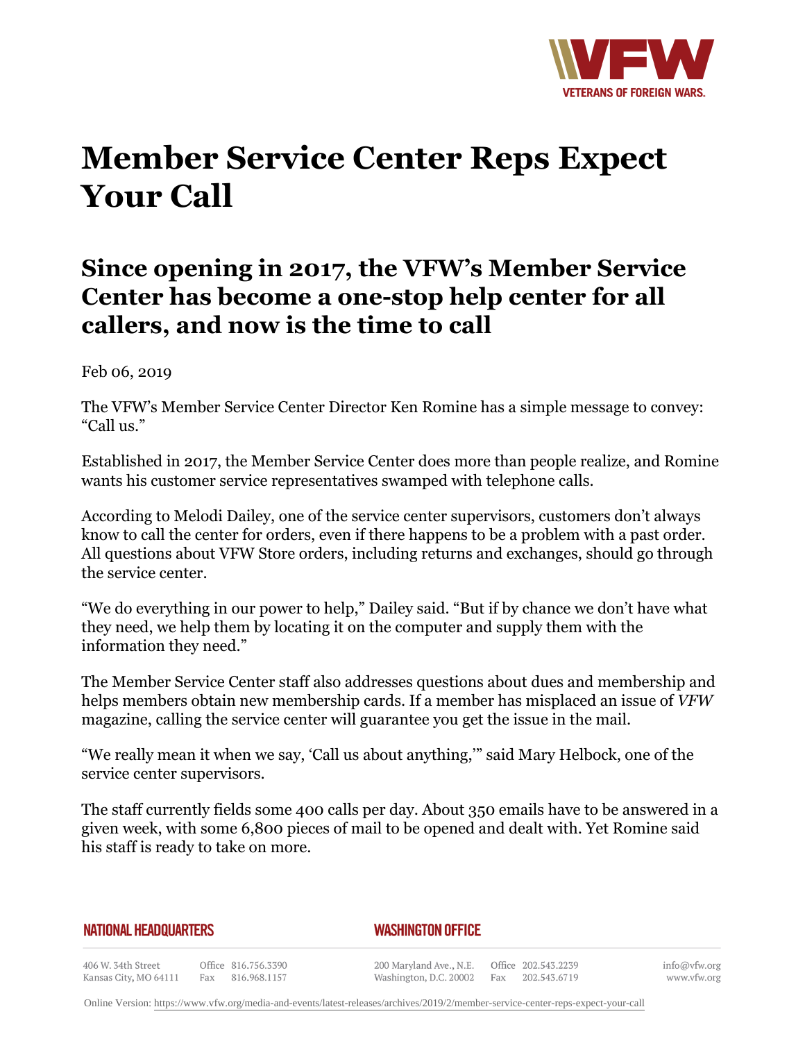# Member Service Center Reps Expect Your Call

## Since opening in 2017, the VFW's Member Service Center has become a one-stop help center for all callers, and now is the time to call

Feb 06, 2019

The VFW's Member Service Center Director Ken Romine has a simple message to convey: "Call us."

Established in 2017, the Member Service Center does more than people realize, and Romine wants his customer service representatives swamped with telephone calls.

According to Melodi Dailey, one of the service center supervisors, customers don't always know to call the center for orders, even if there happens to be a problem with a past order. All questions about VFW Store orders, including returns and exchanges, should go through the service center.

"We do everything in our power to help," Dailey said. "But if by chance we don't have what they need, we help them by locating it on the computer and supply them with the information they need."

The Member Service Center staff also addresses questions about dues and membership and helps members obtain new membership cards. If a member has misplaced an issue of *VFW* magazine, calling the service center will guarantee you get the issue in the mail.

"We really mean it when we say, 'Call us about anything,'" said Mary Helbock, one of the service center supervisors.

The staff currently fields some 400 calls per day. About 350 emails have to be answered in a given week, with some 6,800 pieces of mail to be opened and dealt with. Yet Romine said his staff is ready to take on more.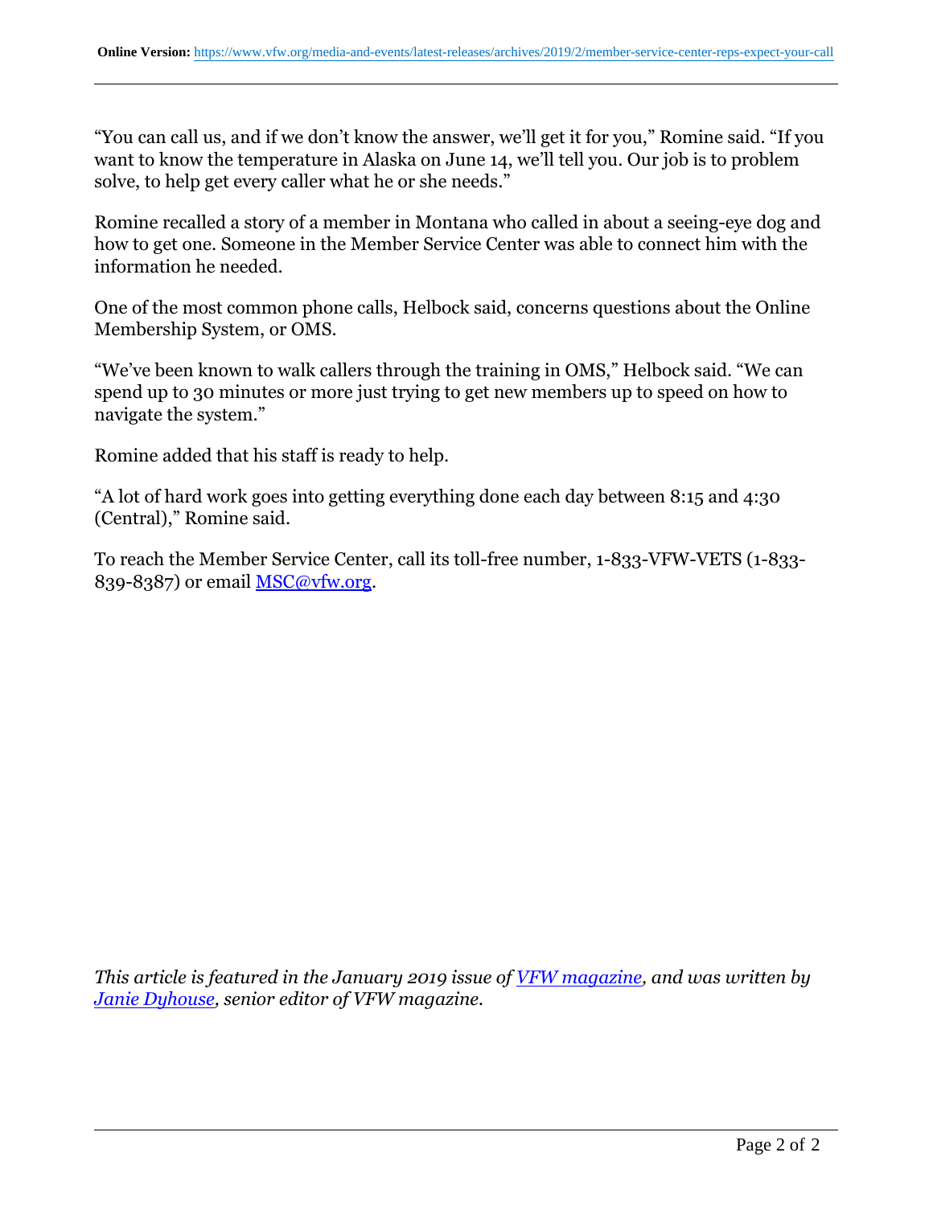"You can call us, and if we don't know the answer, we'll get it for you," Romine said. "If you want to know the temperature in Alaska on June 14, we'll tell you. Our job is to problem solve, to help get every caller what he or she needs."

Romine recalled a story of a member in Montana who called in about a seeing-eye dog and how to get one. Someone in the Member Service Center was able to connect him with the information he needed.

One of the most common phone calls, Helbock said, concerns questions about the Online Membership System, or OMS.

"We've been known to walk callers through the training in OMS," Helbock said. "We can spend up to 30 minutes or more just trying to get new members up to speed on how to navigate the system."

Romine added that his staff is ready to help.

"A lot of hard work goes into getting everything done each day between 8:15 and 4:30 (Central)," Romine said.

To reach the Member Service Center, call its toll-free number, 1-833-VFW-VETS (1-833-839-8387) or email MSC@vfw.org.

*This article is featured in the January 2019 issue of VFW magazine, and was written by Janie Dyhouse, senior editor of VFW magazine.*